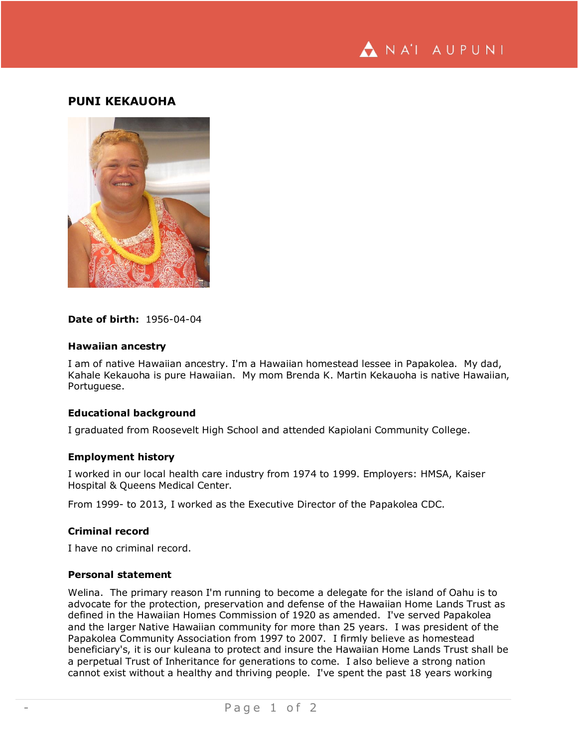# PUNI KEKAUOHA

**Date of birth:** 1956-04-04

### Hawaiian ancestry

I am of native Hawaiian ancestry. I'm a Hawaiian homestead lessee in Papakolea. My dad, Kahale Kekauoha is pure Hawaiian. My mom Brenda K. Martin Kekauoha is native Hawaiian, Portuguese.

### Educational background

I graduated from Roosevelt High School and attended Kapiolani Community College.

### Employment history

I worked in our local health care industry from 1974 to 1999. Employers: HMSA, Kaiser Hospital & Queens Medical Center.

From 1999- to 2013, I worked as the Executive Director of the Papakolea CDC.

### Criminal record

I have no criminal record.

### Personal statement

Welina. The primary reason I'm running to become a delegate for the island of Oahu is to advocate for the protection, preservation and defense of the Hawaiian Home Lands Trust as defined in the Hawaiian Homes Commission of 1920 as amended. I've served Papakolea and the larger Native Hawaiian community for more than 25 years. I was president of the Papakolea Community Association from 1997 to 2007. I firmly believe as homestead beneficiary's, it is our kuleana to protect and insure the Hawaiian Home Lands Trust shall be a perpetual Trust of Inheritance for generations to come. I also believe a strong nation cannot exist without a healthy and thriving people. I've spent the past 18 years working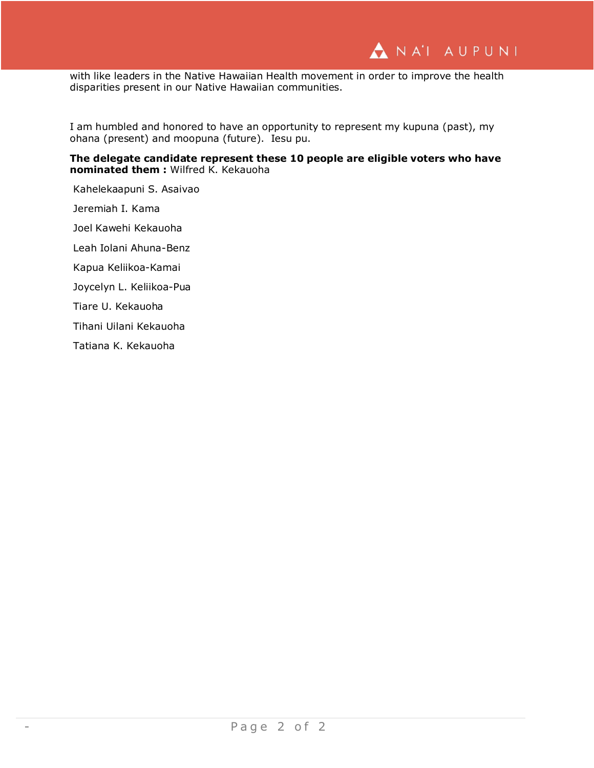with like leaders in the Native Hawaiian Health movement in order to improve the health disparities present in our Native Hawaiian communities.

I am humbled and honored to have an opportunity to represent my kupuna (past), my ohana (present) and moopuna (future). Iesu pu.

**The delegate candidate represent these 10 people are eligible voters who have nominated them :** Wilfred K. Kekauoha

Kahelekaapuni S. Asaivao

Jeremiah I. Kama

Joel Kawehi Kekauoha

Leah Iolani Ahuna-Benz

Kapua Keliikoa-Kamai

Joycelyn L. Keliikoa-Pua

Tiare U. Kekauoha

Tihani Uilani Kekauoha

Tatiana K. Kekauoha